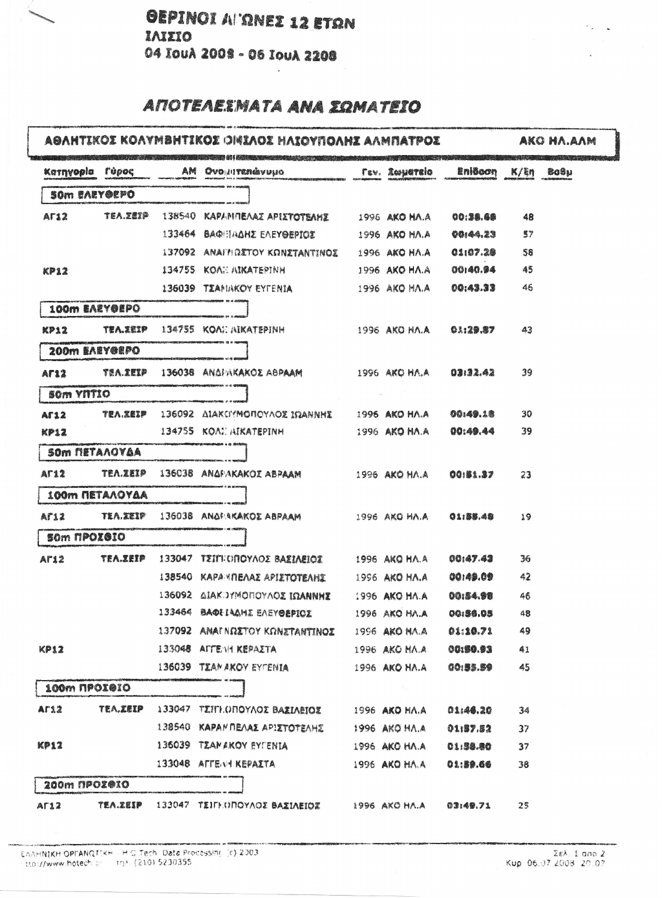# ΘΕΡΙΝΟΙ ΑΓΩΝΕΣ 12 ΕΤΩΝ

**ΙΛΙΣΙΟ**

**04 ΙουΛ 2008 - 06 ΙουΛ 2208**

## ΑΠΟΤΕΛΕΣΜΑΤΑ ΑΝΑ ΣΩΜΑΤΕΙΟ

**ΑΘΛΗΤΙΚΟΣ ΚΟΛΥΜΒΗΤΙΚΟΣ ΟΜΙΛΟΣ ΗΛΙΟΥΠΟΛΗΣ ΑΛΜΠΑΤΡΟΣ** — **ΑΚΟ ΗΛ.ΑΛΜ**

| Κατηγορία | Γύρος | ΑΜ | Ονοματεπώνυμο | Γεν. | Σωματείο | Επίδοση | Κ/Επ | Βαθμ |
|---|---|---|---|---|---|---|---|---|
| **50m ΕΛΕΥΘΕΡΟ** | | | | | | | | |
| ΑΓ12 | ΤΕΛ.ΣΕΙΡ | 138540 | ΚΑΡΑΜΠΕΛΑΣ ΑΡΙΣΤΟΤΕΛΗΣ | 1996 | ΑΚΟ ΗΛ.Α | 00:38.68 | 48 | |
| | | 133464 | ΒΑΦΕΙΑΔΗΣ ΕΛΕΥΘΕΡΙΟΣ | 1996 | ΑΚΟ ΗΛ.Α | 00:44.23 | 57 | |
| | | 137092 | ΑΝΑΓΝΩΣΤΟΥ ΚΩΝΣΤΑΝΤΙΝΟΣ | 1996 | ΑΚΟ ΗΛ.Α | 01:07.28 | 58 | |
| ΚΡ12 | | 134755 | ΚΟΛΙ ΑΙΚΑΤΕΡΙΝΗ | 1996 | ΑΚΟ ΗΛ.Α | 00:40.94 | 45 | |
| | | 136039 | ΤΣΑΝΑΚΟΥ ΕΥΓΕΝΙΑ | 1996 | ΑΚΟ ΗΛ.Α | 00:43.33 | 46 | |
| **100m ΕΛΕΥΘΕΡΟ** | | | | | | | | |
| ΚΡ12 | ΤΕΛ.ΣΕΙΡ | 134755 | ΚΟΛΙ ΑΙΚΑΤΕΡΙΝΗ | 1996 | ΑΚΟ ΗΛ.Α | 01:29.87 | 43 | |
| **200m ΕΛΕΥΘΕΡΟ** | | | | | | | | |
| ΑΓ12 | ΤΕΛ.ΣΕΙΡ | 136038 | ΑΝΔΡΑΚΑΚΟΣ ΑΒΡΑΑΜ | 1996 | ΑΚΟ ΗΛ.Α | 03:32.42 | 39 | |
| **50m ΥΠΤΙΟ** | | | | | | | | |
| ΑΓ12 | ΤΕΛ.ΣΕΙΡ | 136092 | ΔΙΑΚΟΥΜΟΠΟΥΛΟΣ ΙΩΑΝΝΗΣ | 1996 | ΑΚΟ ΗΛ.Α | 00:49.18 | 30 | |
| ΚΡ12 | | 134755 | ΚΟΛΙ ΑΙΚΑΤΕΡΙΝΗ | 1996 | ΑΚΟ ΗΛ.Α | 00:49.44 | 39 | |
| **50m ΠΕΤΑΛΟΥΔΑ** | | | | | | | | |
| ΑΓ12 | ΤΕΛ.ΣΕΙΡ | 136038 | ΑΝΔΡΑΚΑΚΟΣ ΑΒΡΑΑΜ | 1996 | ΑΚΟ ΗΛ.Α | 00:51.37 | 23 | |
| **100m ΠΕΤΑΛΟΥΔΑ** | | | | | | | | |
| ΑΓ12 | ΤΕΛ.ΣΕΙΡ | 136038 | ΑΝΔΡΑΚΑΚΟΣ ΑΒΡΑΑΜ | 1996 | ΑΚΟ ΗΛ.Α | 01:58.48 | 19 | |
| **50m ΠΡΟΣΘΙΟ** | | | | | | | | |
| ΑΓ12 | ΤΕΛ.ΣΕΙΡ | 133047 | ΤΣΙΓΚΟΠΟΥΛΟΣ ΒΑΣΙΛΕΙΟΣ | 1996 | ΑΚΟ ΗΛ.Α | 00:47.43 | 36 | |
| | | 138540 | ΚΑΡΑΜΠΕΛΑΣ ΑΡΙΣΤΟΤΕΛΗΣ | 1996 | ΑΚΟ ΗΛ.Α | 00:49.09 | 42 | |
| | | 136092 | ΔΙΑΚΟΥΜΟΠΟΥΛΟΣ ΙΩΑΝΝΗΣ | 1996 | ΑΚΟ ΗΛ.Α | 00:54.98 | 46 | |
| | | 133464 | ΒΑΦΕΙΑΔΗΣ ΕΛΕΥΘΕΡΙΟΣ | 1996 | ΑΚΟ ΗΛ.Α | 00:56.05 | 48 | |
| | | 137092 | ΑΝΑΓΝΩΣΤΟΥ ΚΩΝΣΤΑΝΤΙΝΟΣ | 1996 | ΑΚΟ ΗΛ.Α | 01:10.71 | 49 | |
| ΚΡ12 | | 133048 | ΑΓΓΕΛΗ ΚΕΡΑΣΤΑ | 1996 | ΑΚΟ ΗΛ.Α | 00:50.93 | 41 | |
| | | 136039 | ΤΣΑΝΑΚΟΥ ΕΥΓΕΝΙΑ | 1996 | ΑΚΟ ΗΛ.Α | 00:53.59 | 45 | |
| **100m ΠΡΟΣΘΙΟ** | | | | | | | | |
| ΑΓ12 | ΤΕΛ.ΣΕΙΡ | 133047 | ΤΣΙΓΚΟΠΟΥΛΟΣ ΒΑΣΙΛΕΙΟΣ | 1996 | ΑΚΟ ΗΛ.Α | 01:46.20 | 34 | |
| | | 138540 | ΚΑΡΑΜΠΕΛΑΣ ΑΡΙΣΤΟΤΕΛΗΣ | 1996 | ΑΚΟ ΗΛ.Α | 01:57.52 | 37 | |
| ΚΡ12 | | 136039 | ΤΣΑΝΑΚΟΥ ΕΥΓΕΝΙΑ | 1996 | ΑΚΟ ΗΛ.Α | 01:58.80 | 37 | |
| | | 133048 | ΑΓΓΕΛΗ ΚΕΡΑΣΤΑ | 1996 | ΑΚΟ ΗΛ.Α | 01:59.66 | 38 | |
| **200m ΠΡΟΣΘΙΟ** | | | | | | | | |
| ΑΓ12 | ΤΕΛ.ΣΕΙΡ | 133047 | ΤΣΙΓΚΟΠΟΥΛΟΣ ΒΑΣΙΛΕΙΟΣ | 1996 | ΑΚΟ ΗΛ.Α | 03:49.71 | 25 | |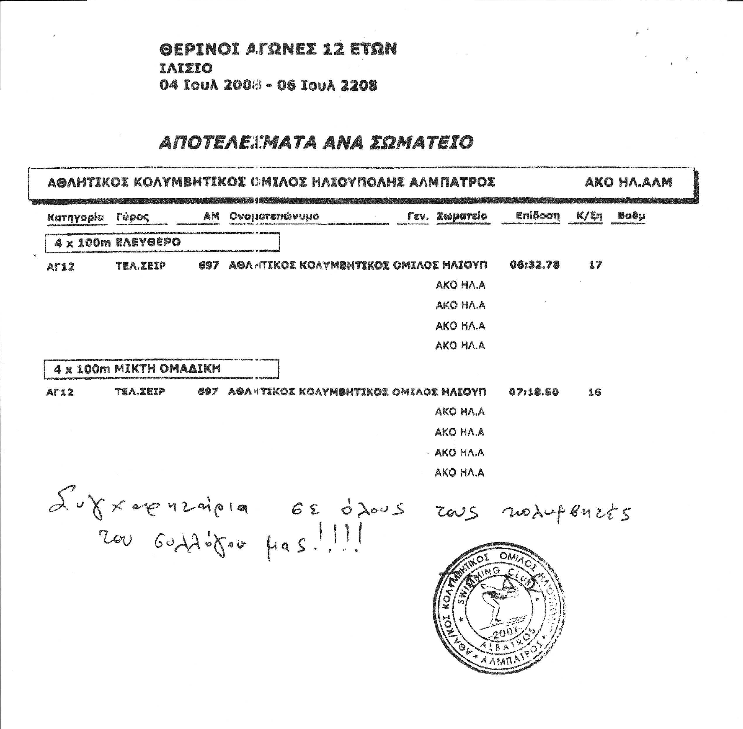**ΘΕΡΙΝΟΙ ΑΓΩΝΕΣ 12 ΕΤΩΝ**
**ΙΛΙΣΙΟ**
**04 Ιουλ 2008 - 06 Ιουλ 2208**

## *ΑΠΟΤΕΛΕΣΜΑΤΑ ΑΝΑ ΣΩΜΑΤΕΙΟ*

**ΑΘΛΗΤΙΚΟΣ ΚΟΛΥΜΒΗΤΙΚΟΣ ΟΜΙΛΟΣ ΗΛΙΟΥΠΟΛΗΣ ΑΛΜΠΑΤΡΟΣ** — **ΑΚΟ ΗΛ.ΑΛΜ**

**4 x 100m ΕΛΕΥΘΕΡΟ**

| Κατηγορία | Γύρος | ΑΜ | Ονοματεπώνυμο | Γεν. | Σωματείο | Επίδοση | Κ/ξη | Βαθμ |
|---|---|---|---|---|---|---|---|---|
| ΑΓ12 | ΤΕΛ.ΣΕΙΡ | 697 | ΑΘΛΗΤΙΚΟΣ ΚΟΛΥΜΒΗΤΙΚΟΣ ΟΜΙΛΟΣ ΗΛΙΟΥΠ | | | 06:32.78 | 17 | |
| | | | | | ΑΚΟ ΗΛ.Α | | | |
| | | | | | ΑΚΟ ΗΛ.Α | | | |
| | | | | | ΑΚΟ ΗΛ.Α | | | |
| | | | | | ΑΚΟ ΗΛ.Α | | | |

**4 x 100m ΜΙΚΤΗ ΟΜΑΔΙΚΗ**

| Κατηγορία | Γύρος | ΑΜ | Ονοματεπώνυμο | Γεν. | Σωματείο | Επίδοση | Κ/ξη | Βαθμ |
|---|---|---|---|---|---|---|---|---|
| ΑΓ12 | ΤΕΛ.ΣΕΙΡ | 697 | ΑΘΛΗΤΙΚΟΣ ΚΟΛΥΜΒΗΤΙΚΟΣ ΟΜΙΛΟΣ ΗΛΙΟΥΠ | | | 07:18.50 | 16 | |
| | | | | | ΑΚΟ ΗΛ.Α | | | |
| | | | | | ΑΚΟ ΗΛ.Α | | | |
| | | | | | ΑΚΟ ΗΛ.Α | | | |
| | | | | | ΑΚΟ ΗΛ.Α | | | |

Συγχαρητήρια σε όλους τους κολυμβητές του συλλόγου μας!!!!

ΑΘΛΗΤΙΚΟΣ ΚΟΛΥΜΒΗΤΙΚΟΣ ΟΜΙΛΟΣ ΗΛΙΟΥΠΟΛΗΣ · SWIMMING CLUB · 2001 · ALBATROS · ΑΛΜΠΑΤΡΟΣ